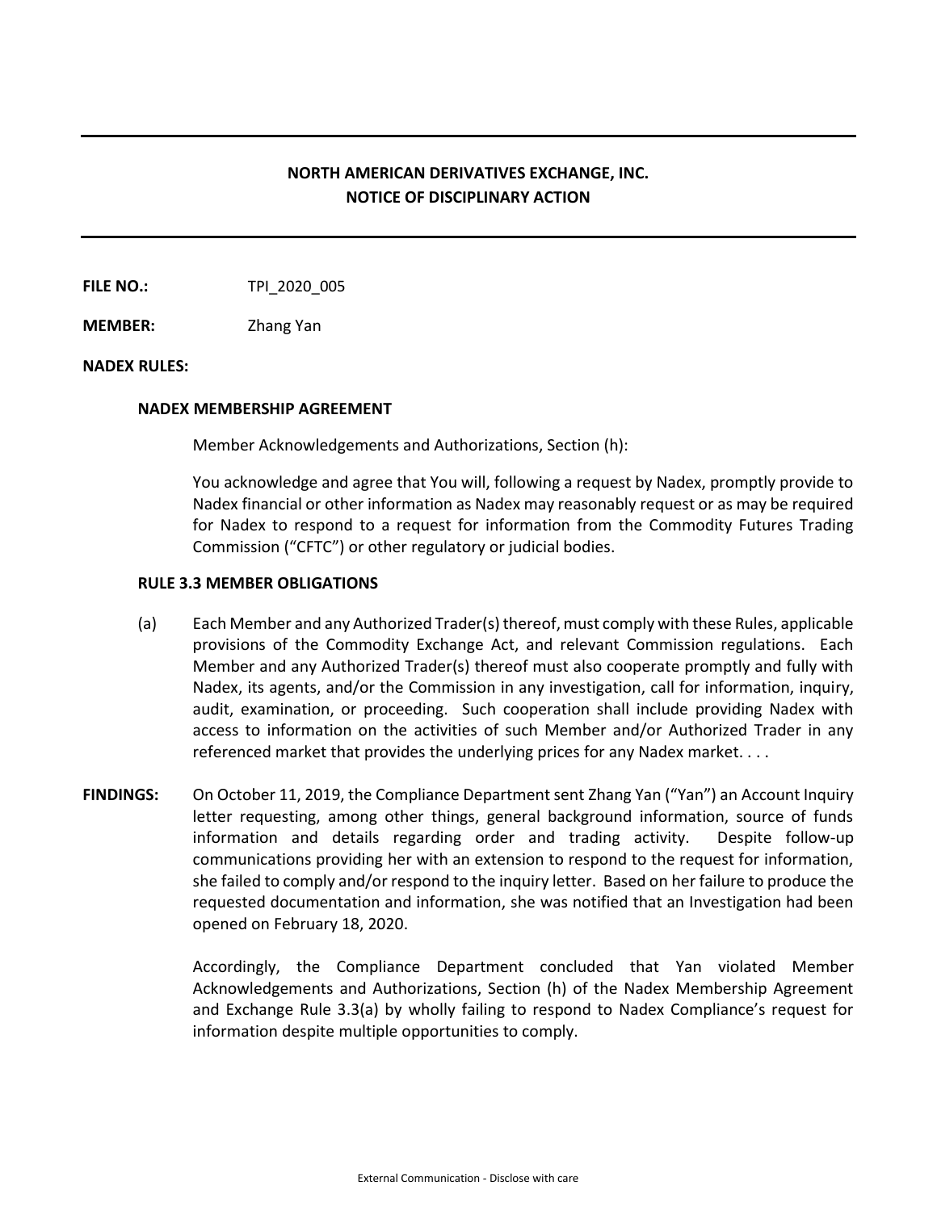**NORTH AMERICAN DERIVATIVES EXCHANGE, INC.**
**NOTICE OF DISCIPLINARY ACTION**

---

**FILE NO.:** TPI_2020_005

**MEMBER:** Zhang Yan

**NADEX RULES:**

**NADEX MEMBERSHIP AGREEMENT**

Member Acknowledgements and Authorizations, Section (h):

You acknowledge and agree that You will, following a request by Nadex, promptly provide to Nadex financial or other information as Nadex may reasonably request or as may be required for Nadex to respond to a request for information from the Commodity Futures Trading Commission ("CFTC") or other regulatory or judicial bodies.

**RULE 3.3 MEMBER OBLIGATIONS**

(a) Each Member and any Authorized Trader(s) thereof, must comply with these Rules, applicable provisions of the Commodity Exchange Act, and relevant Commission regulations. Each Member and any Authorized Trader(s) thereof must also cooperate promptly and fully with Nadex, its agents, and/or the Commission in any investigation, call for information, inquiry, audit, examination, or proceeding. Such cooperation shall include providing Nadex with access to information on the activities of such Member and/or Authorized Trader in any referenced market that provides the underlying prices for any Nadex market. . . .

**FINDINGS:** On October 11, 2019, the Compliance Department sent Zhang Yan ("Yan") an Account Inquiry letter requesting, among other things, general background information, source of funds information and details regarding order and trading activity. Despite follow-up communications providing her with an extension to respond to the request for information, she failed to comply and/or respond to the inquiry letter. Based on her failure to produce the requested documentation and information, she was notified that an Investigation had been opened on February 18, 2020.

Accordingly, the Compliance Department concluded that Yan violated Member Acknowledgements and Authorizations, Section (h) of the Nadex Membership Agreement and Exchange Rule 3.3(a) by wholly failing to respond to Nadex Compliance's request for information despite multiple opportunities to comply.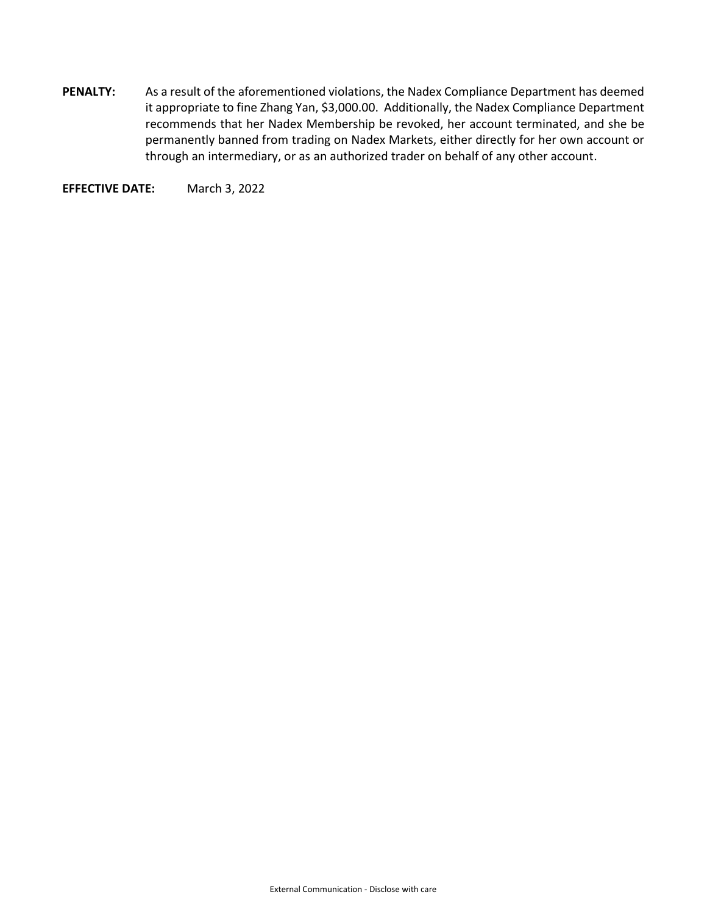**PENALTY:** As a result of the aforementioned violations, the Nadex Compliance Department has deemed it appropriate to fine Zhang Yan, $3,000.00. Additionally, the Nadex Compliance Department recommends that her Nadex Membership be revoked, her account terminated, and she be permanently banned from trading on Nadex Markets, either directly for her own account or through an intermediary, or as an authorized trader on behalf of any other account.

**EFFECTIVE DATE:** March 3, 2022